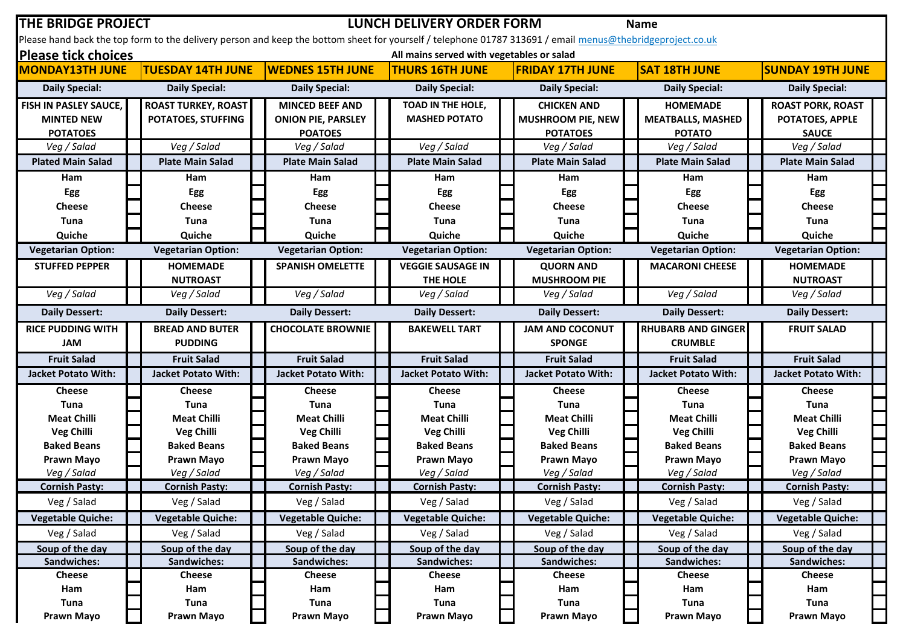**THE BRIDGE PROJECT** **LUNCH DELIVERY ORDER FORM** **Name**

Please hand back the top form to the delivery person and keep the bottom sheet for yourself / telephone 01787 313691 / email menus@thebridgeproject.co.uk

**Please tick choices** **All mains served with vegetables or salad**

| MONDAY13TH JUNE | | TUESDAY 14TH JUNE | | WEDNES 15TH JUNE | | THURS 16TH JUNE | | FRIDAY 17TH JUNE | | SAT 18TH JUNE | | SUNDAY 19TH JUNE | |
|---|---|---|---|---|---|---|---|---|---|---|---|---|---|
| **Daily Special:** | | **Daily Special:** | | **Daily Special:** | | **Daily Special:** | | **Daily Special:** | | **Daily Special:** | | **Daily Special:** | |
| **FISH IN PASLEY SAUCE, MINTED NEW POTATOES** | | **ROAST TURKEY, ROAST POTATOES, STUFFING** | | **MINCED BEEF AND ONION PIE, PARSLEY POATOES** | | **TOAD IN THE HOLE, MASHED POTATO** | | **CHICKEN AND MUSHROOM PIE, NEW POTATOES** | | **HOMEMADE MEATBALLS, MASHED POTATO** | | **ROAST PORK, ROAST POTATOES, APPLE SAUCE** | |
| *Veg / Salad* | | *Veg / Salad* | | *Veg / Salad* | | *Veg / Salad* | | *Veg / Salad* | | *Veg / Salad* | | *Veg / Salad* | |
| **Plated Main Salad** | | **Plate Main Salad** | | **Plate Main Salad** | | **Plate Main Salad** | | **Plate Main Salad** | | **Plate Main Salad** | | **Plate Main Salad** | |
| **Ham** | | **Ham** | | **Ham** | | **Ham** | | **Ham** | | **Ham** | | **Ham** | |
| **Egg** | | **Egg** | | **Egg** | | **Egg** | | **Egg** | | **Egg** | | **Egg** | |
| **Cheese** | | **Cheese** | | **Cheese** | | **Cheese** | | **Cheese** | | **Cheese** | | **Cheese** | |
| **Tuna** | | **Tuna** | | **Tuna** | | **Tuna** | | **Tuna** | | **Tuna** | | **Tuna** | |
| **Quiche** | | **Quiche** | | **Quiche** | | **Quiche** | | **Quiche** | | **Quiche** | | **Quiche** | |
| **Vegetarian Option:** | | **Vegetarian Option:** | | **Vegetarian Option:** | | **Vegetarian Option:** | | **Vegetarian Option:** | | **Vegetarian Option:** | | **Vegetarian Option:** | |
| **STUFFED PEPPER** | | **HOMEMADE NUTROAST** | | **SPANISH OMELETTE** | | **VEGGIE SAUSAGE IN THE HOLE** | | **QUORN AND MUSHROOM PIE** | | **MACARONI CHEESE** | | **HOMEMADE NUTROAST** | |
| *Veg / Salad* | | *Veg / Salad* | | *Veg / Salad* | | *Veg / Salad* | | *Veg / Salad* | | *Veg / Salad* | | *Veg / Salad* | |
| **Daily Dessert:** | | **Daily Dessert:** | | **Daily Dessert:** | | **Daily Dessert:** | | **Daily Dessert:** | | **Daily Dessert:** | | **Daily Dessert:** | |
| **RICE PUDDING WITH JAM** | | **BREAD AND BUTER PUDDING** | | **CHOCOLATE BROWNIE** | | **BAKEWELL TART** | | **JAM AND COCONUT SPONGE** | | **RHUBARB AND GINGER CRUMBLE** | | **FRUIT SALAD** | |
| **Fruit Salad** | | **Fruit Salad** | | **Fruit Salad** | | **Fruit Salad** | | **Fruit Salad** | | **Fruit Salad** | | **Fruit Salad** | |
| **Jacket Potato With:** | | **Jacket Potato With:** | | **Jacket Potato With:** | | **Jacket Potato With:** | | **Jacket Potato With:** | | **Jacket Potato With:** | | **Jacket Potato With:** | |
| **Cheese** | | **Cheese** | | **Cheese** | | **Cheese** | | **Cheese** | | **Cheese** | | **Cheese** | |
| **Tuna** | | **Tuna** | | **Tuna** | | **Tuna** | | **Tuna** | | **Tuna** | | **Tuna** | |
| **Meat Chilli** | | **Meat Chilli** | | **Meat Chilli** | | **Meat Chilli** | | **Meat Chilli** | | **Meat Chilli** | | **Meat Chilli** | |
| **Veg Chilli** | | **Veg Chilli** | | **Veg Chilli** | | **Veg Chilli** | | **Veg Chilli** | | **Veg Chilli** | | **Veg Chilli** | |
| **Baked Beans** | | **Baked Beans** | | **Baked Beans** | | **Baked Beans** | | **Baked Beans** | | **Baked Beans** | | **Baked Beans** | |
| **Prawn Mayo** | | **Prawn Mayo** | | **Prawn Mayo** | | **Prawn Mayo** | | **Prawn Mayo** | | **Prawn Mayo** | | **Prawn Mayo** | |
| *Veg / Salad* | | *Veg / Salad* | | *Veg / Salad* | | *Veg / Salad* | | *Veg / Salad* | | *Veg / Salad* | | *Veg / Salad* | |
| **Cornish Pasty:** | | **Cornish Pasty:** | | **Cornish Pasty:** | | **Cornish Pasty:** | | **Cornish Pasty:** | | **Cornish Pasty:** | | **Cornish Pasty:** | |
| Veg / Salad | | Veg / Salad | | Veg / Salad | | Veg / Salad | | Veg / Salad | | Veg / Salad | | Veg / Salad | |
| **Vegetable Quiche:** | | **Vegetable Quiche:** | | **Vegetable Quiche:** | | **Vegetable Quiche:** | | **Vegetable Quiche:** | | **Vegetable Quiche:** | | **Vegetable Quiche:** | |
| Veg / Salad | | Veg / Salad | | Veg / Salad | | Veg / Salad | | Veg / Salad | | Veg / Salad | | Veg / Salad | |
| **Soup of the day** | | **Soup of the day** | | **Soup of the day** | | **Soup of the day** | | **Soup of the day** | | **Soup of the day** | | **Soup of the day** | |
| **Sandwiches:** | | **Sandwiches:** | | **Sandwiches:** | | **Sandwiches:** | | **Sandwiches:** | | **Sandwiches:** | | **Sandwiches:** | |
| **Cheese** | | **Cheese** | | **Cheese** | | **Cheese** | | **Cheese** | | **Cheese** | | **Cheese** | |
| **Ham** | | **Ham** | | **Ham** | | **Ham** | | **Ham** | | **Ham** | | **Ham** | |
| **Tuna** | | **Tuna** | | **Tuna** | | **Tuna** | | **Tuna** | | **Tuna** | | **Tuna** | |
| **Prawn Mayo** | | **Prawn Mayo** | | **Prawn Mayo** | | **Prawn Mayo** | | **Prawn Mayo** | | **Prawn Mayo** | | **Prawn Mayo** | |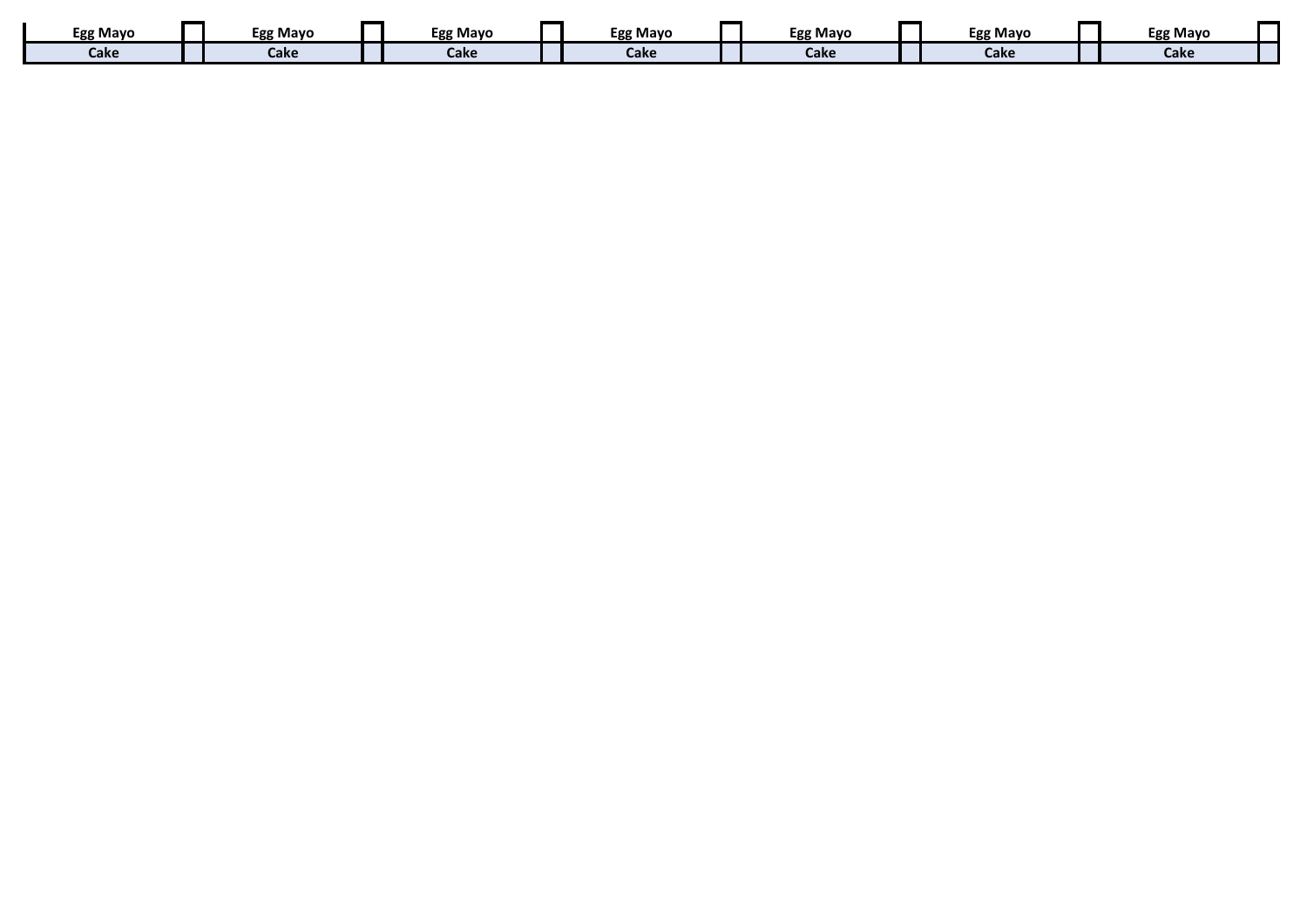| | | | | | | | | | | | | | |
|---|---|---|---|---|---|---|---|---|---|---|---|---|---|
| **Egg Mayo** | | **Egg Mayo** | | **Egg Mayo** | | **Egg Mayo** | | **Egg Mayo** | | **Egg Mayo** | | **Egg Mayo** | |
| **Cake** | | **Cake** | | **Cake** | | **Cake** | | **Cake** | | **Cake** | | **Cake** | |